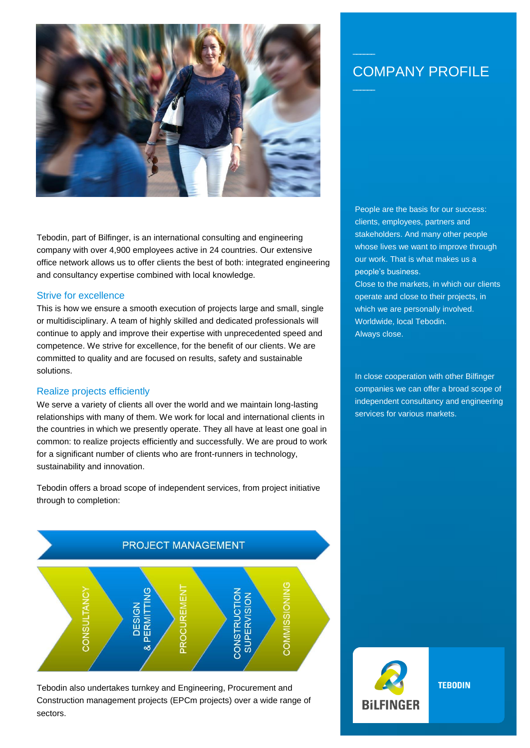# COMPANY PROFILE

People are the basis for our success: clients, employees, partners and stakeholders. And many other people whose lives we want to improve through our work. That is what makes us a people's business.
Close to the markets, in which our clients operate and close to their projects, in which we are personally involved.
Worldwide, local Tebodin.
Always close.

In close cooperation with other Bilfinger companies we can offer a broad scope of independent consultancy and engineering services for various markets.

Tebodin, part of Bilfinger, is an international consulting and engineering company with over 4,900 employees active in 24 countries. Our extensive office network allows us to offer clients the best of both: integrated engineering and consultancy expertise combined with local knowledge.

## Strive for excellence

This is how we ensure a smooth execution of projects large and small, single or multidisciplinary. A team of highly skilled and dedicated professionals will continue to apply and improve their expertise with unprecedented speed and competence. We strive for excellence, for the benefit of our clients. We are committed to quality and are focused on results, safety and sustainable solutions.

## Realize projects efficiently

We serve a variety of clients all over the world and we maintain long-lasting relationships with many of them. We work for local and international clients in the countries in which we presently operate. They all have at least one goal in common: to realize projects efficiently and successfully. We are proud to work for a significant number of clients who are front-runners in technology, sustainability and innovation.

Tebodin offers a broad scope of independent services, from project initiative through to completion:

PROJECT MANAGEMENT

CONSULTANCY

DESIGN & PERMITTING

PROCUREMENT

CONSTRUCTION SUPERVISION

COMMISSIONING

Tebodin also undertakes turnkey and Engineering, Procurement and Construction management projects (EPCm projects) over a wide range of sectors.

BILFINGER

TEBODIN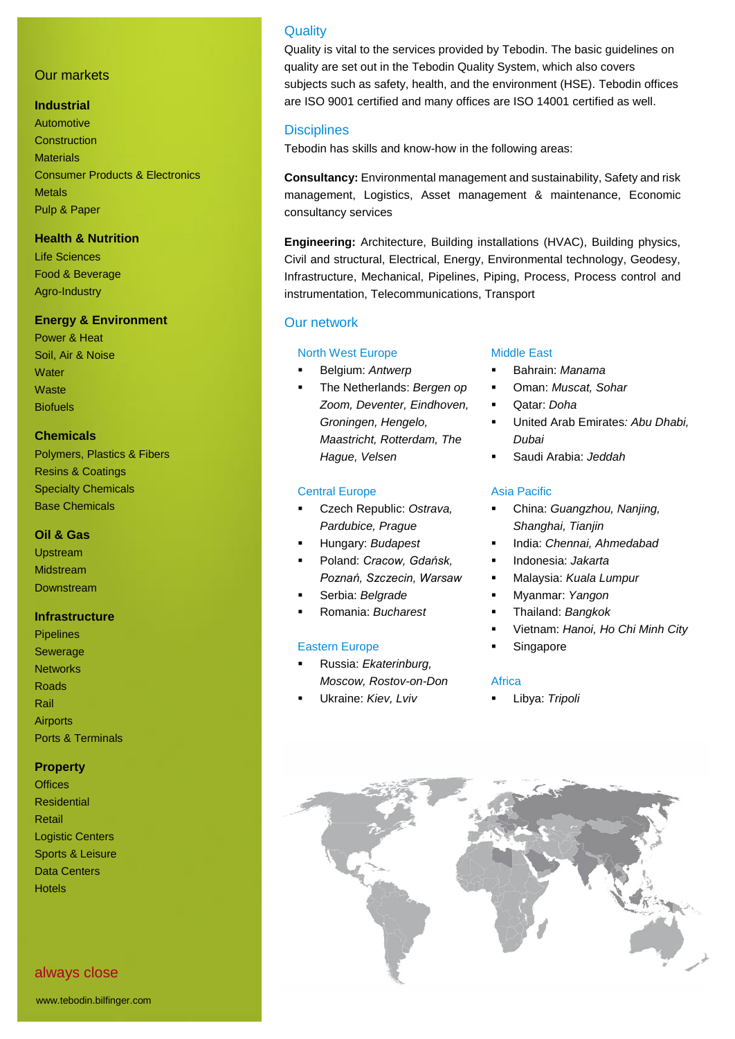## Our markets

### Industrial

- Automotive
- Construction
- Materials
- Consumer Products & Electronics
- Metals
- Pulp & Paper

### Health & Nutrition

- Life Sciences
- Food & Beverage
- Agro-Industry

### Energy & Environment

- Power & Heat
- Soil, Air & Noise
- Water
- Waste
- Biofuels

### Chemicals

- Polymers, Plastics & Fibers
- Resins & Coatings
- Specialty Chemicals
- Base Chemicals

### Oil & Gas

- Upstream
- Midstream
- Downstream

### Infrastructure

- Pipelines
- Sewerage
- Networks
- Roads
- Rail
- Airports
- Ports & Terminals

### Property

- Offices
- Residential
- Retail
- Logistic Centers
- Sports & Leisure
- Data Centers
- Hotels

always close

www.tebodin.bilfinger.com

## Quality

Quality is vital to the services provided by Tebodin. The basic guidelines on quality are set out in the Tebodin Quality System, which also covers subjects such as safety, health, and the environment (HSE). Tebodin offices are ISO 9001 certified and many offices are ISO 14001 certified as well.

## Disciplines

Tebodin has skills and know-how in the following areas:

**Consultancy:** Environmental management and sustainability, Safety and risk management, Logistics, Asset management & maintenance, Economic consultancy services

**Engineering:** Architecture, Building installations (HVAC), Building physics, Civil and structural, Electrical, Energy, Environmental technology, Geodesy, Infrastructure, Mechanical, Pipelines, Piping, Process, Process control and instrumentation, Telecommunications, Transport

## Our network

### North West Europe

- Belgium: *Antwerp*
- The Netherlands: *Bergen op Zoom, Deventer, Eindhoven, Groningen, Hengelo, Maastricht, Rotterdam, The Hague, Velsen*

### Central Europe

- Czech Republic: *Ostrava, Pardubice, Prague*
- Hungary: *Budapest*
- Poland: *Cracow, Gdańsk, Poznań, Szczecin, Warsaw*
- Serbia: *Belgrade*
- Romania: *Bucharest*

### Eastern Europe

- Russia: *Ekaterinburg, Moscow, Rostov-on-Don*
- Ukraine: *Kiev, Lviv*

### Middle East

- Bahrain: *Manama*
- Oman: *Muscat, Sohar*
- Qatar: *Doha*
- United Arab Emirates*: Abu Dhabi, Dubai*
- Saudi Arabia: *Jeddah*

### Asia Pacific

- China: *Guangzhou, Nanjing, Shanghai, Tianjin*
- India: *Chennai, Ahmedabad*
- Indonesia: *Jakarta*
- Malaysia: *Kuala Lumpur*
- Myanmar: *Yangon*
- Thailand: *Bangkok*
- Vietnam: *Hanoi, Ho Chi Minh City*
- Singapore

### Africa

- Libya: *Tripoli*